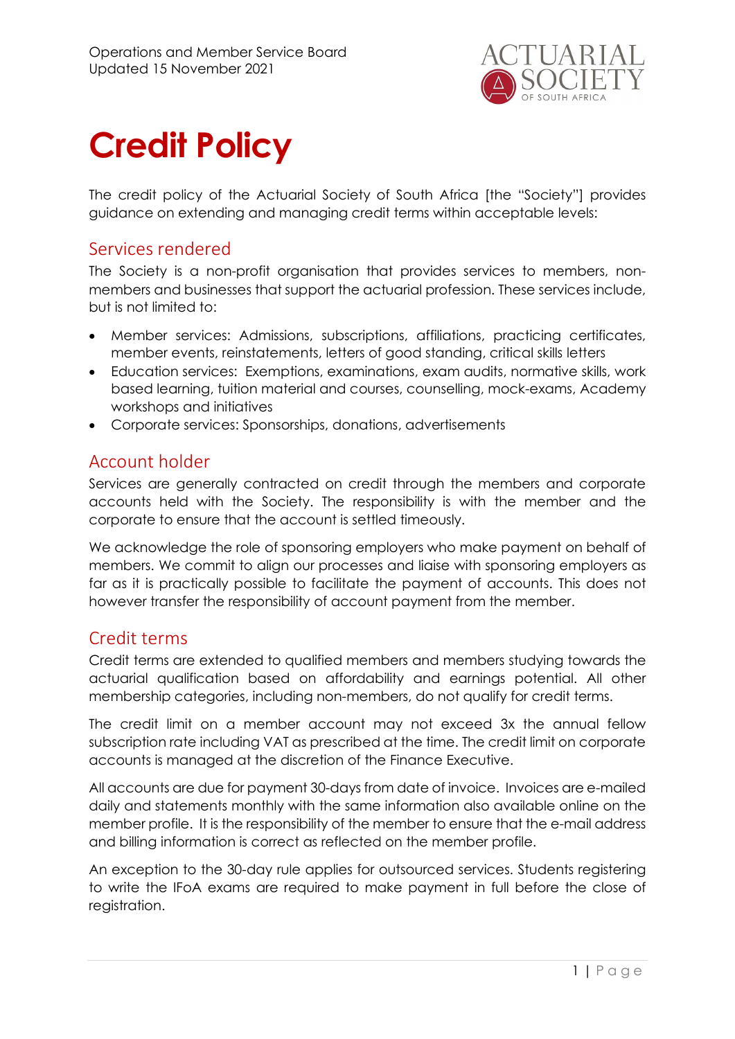Operations and Member Service Board
Updated 15 November 2021

# Credit Policy

The credit policy of the Actuarial Society of South Africa [the "Society"] provides guidance on extending and managing credit terms within acceptable levels:

## Services rendered

The Society is a non-profit organisation that provides services to members, non-members and businesses that support the actuarial profession. These services include, but is not limited to:

- Member services: Admissions, subscriptions, affiliations, practicing certificates, member events, reinstatements, letters of good standing, critical skills letters
- Education services: Exemptions, examinations, exam audits, normative skills, work based learning, tuition material and courses, counselling, mock-exams, Academy workshops and initiatives
- Corporate services: Sponsorships, donations, advertisements

## Account holder

Services are generally contracted on credit through the members and corporate accounts held with the Society. The responsibility is with the member and the corporate to ensure that the account is settled timeously.

We acknowledge the role of sponsoring employers who make payment on behalf of members. We commit to align our processes and liaise with sponsoring employers as far as it is practically possible to facilitate the payment of accounts. This does not however transfer the responsibility of account payment from the member.

## Credit terms

Credit terms are extended to qualified members and members studying towards the actuarial qualification based on affordability and earnings potential. All other membership categories, including non-members, do not qualify for credit terms.

The credit limit on a member account may not exceed 3x the annual fellow subscription rate including VAT as prescribed at the time. The credit limit on corporate accounts is managed at the discretion of the Finance Executive.

All accounts are due for payment 30-days from date of invoice. Invoices are e-mailed daily and statements monthly with the same information also available online on the member profile. It is the responsibility of the member to ensure that the e-mail address and billing information is correct as reflected on the member profile.

An exception to the 30-day rule applies for outsourced services. Students registering to write the IFoA exams are required to make payment in full before the close of registration.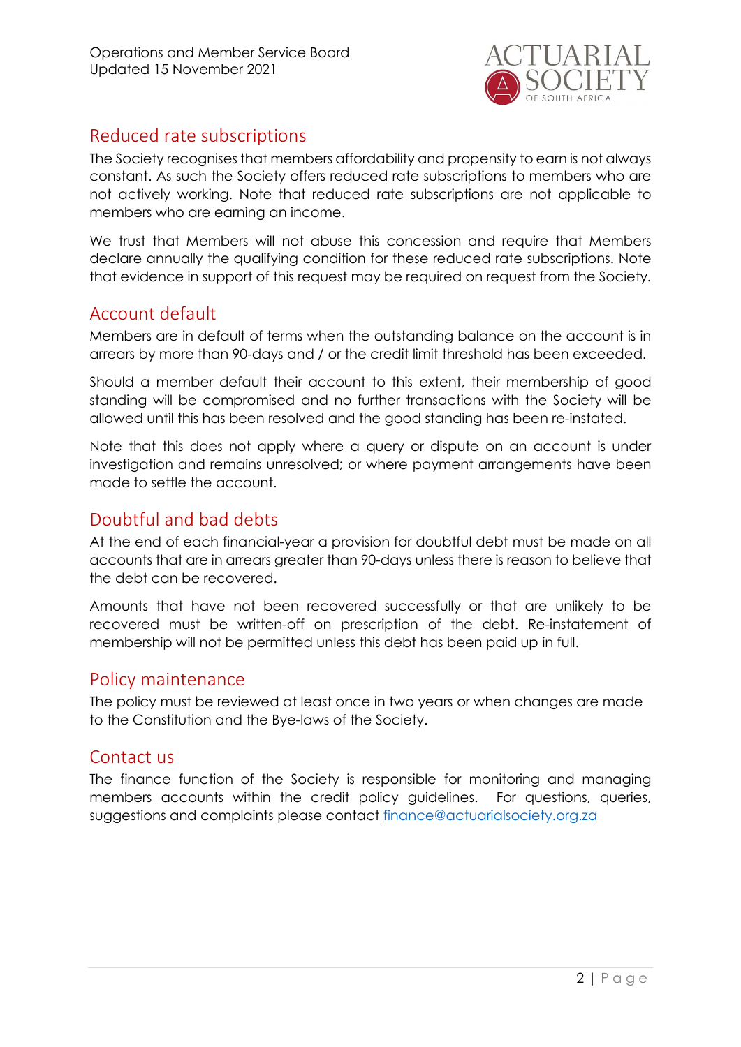## Reduced rate subscriptions

The Society recognises that members affordability and propensity to earn is not always constant. As such the Society offers reduced rate subscriptions to members who are not actively working. Note that reduced rate subscriptions are not applicable to members who are earning an income.

We trust that Members will not abuse this concession and require that Members declare annually the qualifying condition for these reduced rate subscriptions. Note that evidence in support of this request may be required on request from the Society.

## Account default

Members are in default of terms when the outstanding balance on the account is in arrears by more than 90-days and / or the credit limit threshold has been exceeded.

Should a member default their account to this extent, their membership of good standing will be compromised and no further transactions with the Society will be allowed until this has been resolved and the good standing has been re-instated.

Note that this does not apply where a query or dispute on an account is under investigation and remains unresolved; or where payment arrangements have been made to settle the account.

## Doubtful and bad debts

At the end of each financial-year a provision for doubtful debt must be made on all accounts that are in arrears greater than 90-days unless there is reason to believe that the debt can be recovered.

Amounts that have not been recovered successfully or that are unlikely to be recovered must be written-off on prescription of the debt. Re-instatement of membership will not be permitted unless this debt has been paid up in full.

## Policy maintenance

The policy must be reviewed at least once in two years or when changes are made to the Constitution and the Bye-laws of the Society.

## Contact us

The finance function of the Society is responsible for monitoring and managing members accounts within the credit policy guidelines. For questions, queries, suggestions and complaints please contact [finance@actuarialsociety.org.za](mailto:finance@actuarialsociety.org.za)